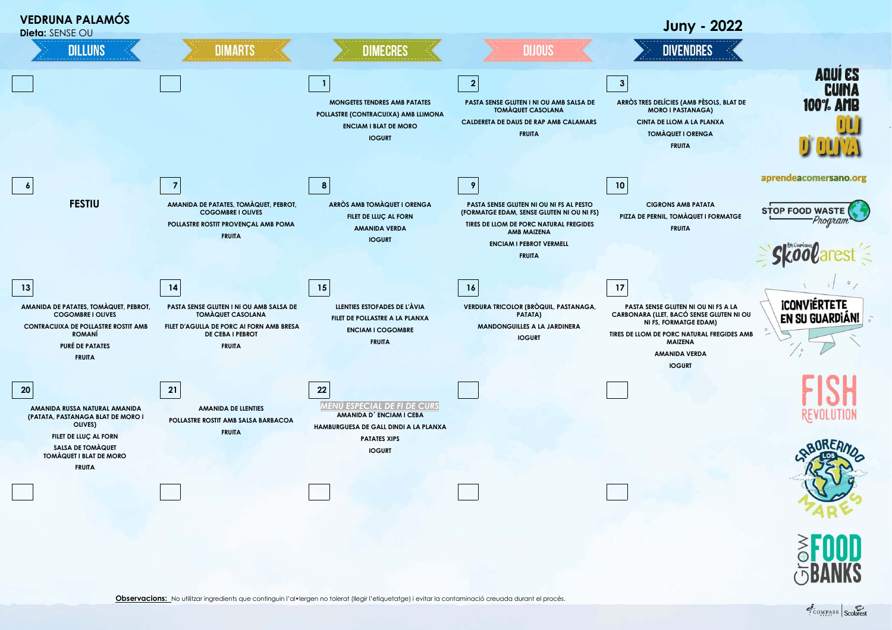# VEDRUNA PALAMÓS

**Dieta:** SENSE OU

## Juny - 2022

| DILLUNS | DIMARTS | DIMECRES | DIJOUS | DIVENDRES |
|---|---|---|---|---|
| | | **1**<br>MONGETES TENDRES AMB PATATES<br>POLLASTRE (CONTRACUIXA) AMB LLIMONA<br>ENCIAM I BLAT DE MORO<br>IOGURT | **2**<br>PASTA SENSE GLUTEN I NI OU AMB SALSA DE TOMÀQUET CASOLANA<br>CALDERETA DE DAUS DE RAP AMB CALAMARS<br>FRUITA | **3**<br>ARRÒS TRES DELÍCIES (AMB PÈSOLS, BLAT DE MORO I PASTANAGA)<br>CINTA DE LLOM A LA PLANXA<br>TOMÀQUET I ORENGA<br>FRUITA |
| **6**<br>FESTIU | **7**<br>AMANIDA DE PATATES, TOMÀQUET, PEBROT, COGOMBRE I OLIVES<br>POLLASTRE ROSTIT PROVENÇAL AMB POMA<br>FRUITA | **8**<br>ARRÒS AMB TOMÀQUET I ORENGA<br>FILET DE LLUÇ AL FORN<br>AMANIDA VERDA<br>IOGURT | **9**<br>PASTA SENSE GLUTEN NI OU NI FS AL PESTO (FORMATGE EDAM, SENSE GLUTEN NI OU NI FS)<br>TIRES DE LLOM DE PORC NATURAL FREGIDES AMB MAIZENA<br>ENCIAM I PEBROT VERMELL<br>FRUITA | **10**<br>CIGRONS AMB PATATA<br>PIZZA DE PERNIL, TOMÀQUET I FORMATGE<br>FRUITA |
| **13**<br>AMANIDA DE PATATES, TOMÀQUET, PEBROT, COGOMBRE I OLIVES<br>CONTRACUIXA DE POLLASTRE ROSTIT AMB ROMANÍ<br>PURÉ DE PATATES<br>FRUITA | **14**<br>PASTA SENSE GLUTEN I NI OU AMB SALSA DE TOMÀQUET CASOLANA<br>FILET D'AGULLA DE PORC AI FORN AMB BRESA DE CEBA I PEBROT<br>FRUITA | **15**<br>LLENTIES ESTOFADES DE L'ÀVIA<br>FILET DE POLLASTRE A LA PLANXA<br>ENCIAM I COGOMBRE<br>FRUITA | **16**<br>VERDURA TRICOLOR (BRÒQUIL, PASTANAGA, PATATA)<br>MANDONGUILLES A LA JARDINERA<br>IOGURT | **17**<br>PASTA SENSE GLUTEN NI OU NI FS A LA CARBONARA (LLET, BACÓ SENSE GLUTEN NI OU NI FS, FORMATGE EDAM)<br>TIRES DE LLOM DE PORC NATURAL FREGIDES AMB MAIZENA<br>AMANIDA VERDA<br>IOGURT |
| **20**<br>AMANIDA RUSSA NATURAL AMANIDA (PATATA, PASTANAGA BLAT DE MORO I OLIVES)<br>FILET DE LLUÇ AL FORN<br>SALSA DE TOMÀQUET<br>TOMÀQUET I BLAT DE MORO<br>FRUITA | **21**<br>AMANIDA DE LLENTIES<br>POLLASTRE ROSTIT AMB SALSA BARBACOA<br>FRUITA | **22**<br>*MENÚ ESPECIAL DE FI DE CURS*<br>AMANIDA D´ ENCIAM I CEBA<br>HAMBURGUESA DE GALL DINDI A LA PLANXA<br>PATATES XIPS<br>IOGURT | | |
| | | | | |

AQUÍ ES CUINA 100% AMB OLI D' OLIVA

aprendeacomersano.org

STOP FOOD WASTE Program

Skoolarest

¡CONVIÉRTETE EN SU GUARDIÁN!

FISH REVOLUTION

SABOREANDO LOS MARES

GROW FOOD BANKS

**Observacions:** No utilitzar ingredients que continguin l'al•lergen no tolerat (llegir l'etiquetatge) i evitar la contaminació creuada durant el procés.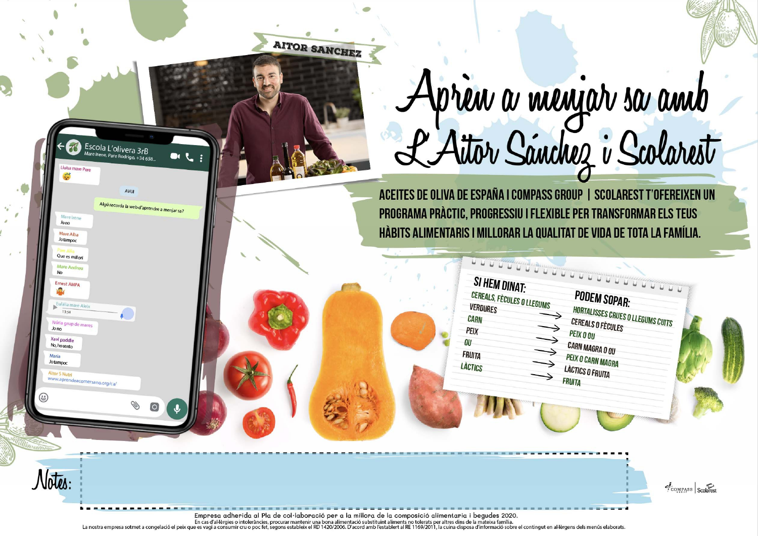# Aprèn a menjar sa amb L'Aitor Sánchez i Scolarest

AITOR SANCHEZ

**ACEITES DE OLIVA DE ESPAÑA I COMPASS GROUP | SCOLAREST T'OFEREIXEN UN PROGRAMA PRÀCTIC, PROGRESSIU I FLEXIBLE PER TRANSFORMAR ELS TEUS HÀBITS ALIMENTARIS I MILLORAR LA QUALITAT DE VIDA DE TOTA LA FAMÍLIA.**

Escola L'olivera 3rB
Mare Irene, Pare Rodrigo, +34 658...

Lluïsa mare Pere

AVUI

Algú recorda la web d'aprendre a menjar sa?

Mare Irene
Jo no

Mare Alba
Jo tampoc

Pare Júlia
Que es millori

Mare Andreu
No

Ernest AMPA

Eulàlia mare Aleix
13:54

Núria grup de mares
Jo no

Xavi paddle
No, ho sento

Maria
Jo tampoc

Aitor S Nutri
www.aprendeacomersano.org/ca/

| SI HEM DINAT: | | PODEM SOPAR: |
|---|---|---|
| CEREALS, FÈCULES O LLEGUMS | → | HORTALISSES CRUES O LLEGUMS CUITS |
| VERDURES | → | CEREALS O FÈCULES |
| CARN | → | PEIX O OU |
| PEIX | → | CARN MAGRA O OU |
| OU | → | PEIX O CARN MAGRA |
| FRUITA | → | LÀCTICS O FRUITA |
| LÀCTICS | → | FRUITA |

Notes:

Empresa adherida al Pla de col·laboració per a la millora de la composició alimentària i begudes 2020.

En cas d'al·lèrgies o intoleràncies, procurar mantenir una bona alimentació substituint aliments no tolerats per altres dins de la mateixa família.

La nostra empresa sotmet a congelació el peix que es vagi a consumir cru o poc fet, segons estableix el RD 1420/2006. D'acord amb l'establert al RE 1169/2011, la cuina disposa d'informació sobre el contingut en al·lèrgens dels menús elaborats.

COMPASS | Scolarest